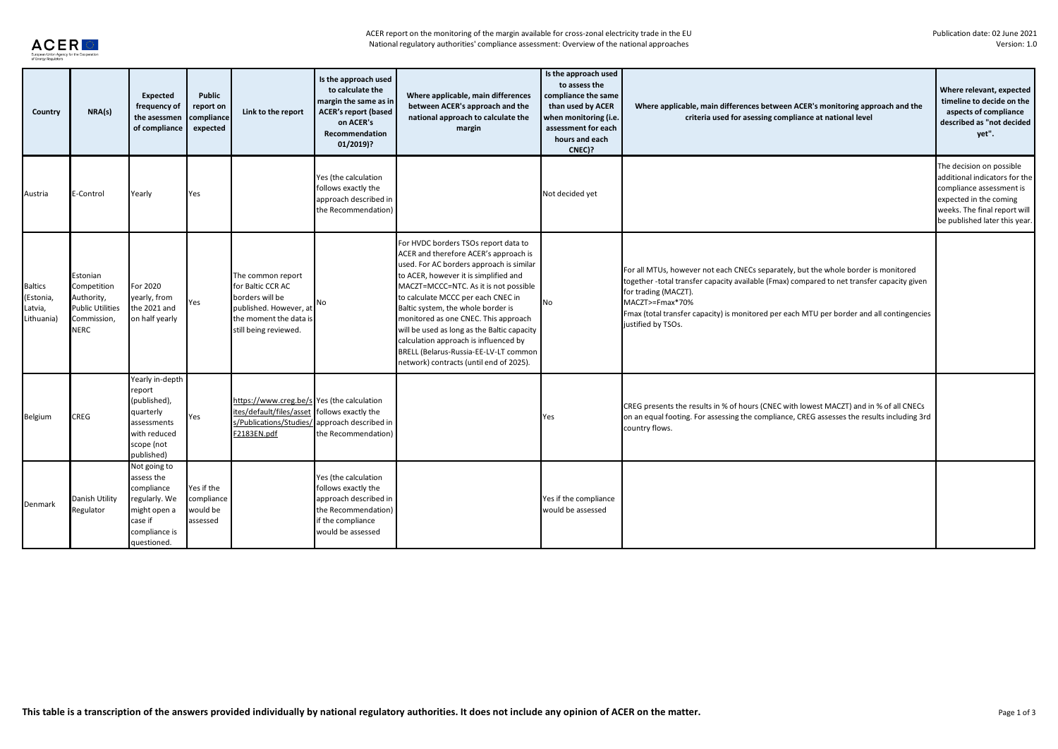ACER report on the monitoring of the margin available for cross-zonal electricity trade in the EU
National regulatory authorities' compliance assessment: Overview of the national approaches

Publication date: 02 June 2021
Version: 1.0

| Country | NRA(s) | Expected frequency of the asessmen of compliance | Public report on compliance expected | Link to the report | Is the approach used to calculate the margin the same as in ACER's report (based on ACER's Recommendation 01/2019)? | Where applicable, main differences between ACER's approach and the national approach to calculate the margin | Is the approach used to assess the compliance the same than used by ACER when monitoring (i.e. assessment for each hours and each CNEC)? | Where applicable, main differences between ACER's monitoring approach and the criteria used for asessing compliance at national level | Where relevant, expected timeline to decide on the aspects of compliance described as "not decided yet". |
|---|---|---|---|---|---|---|---|---|---|
| Austria | E-Control | Yearly | Yes | | Yes (the calculation follows exactly the approach described in the Recommendation) | | Not decided yet | | The decision on possible additional indicators for the compliance assessment is expected in the coming weeks. The final report will be published later this year. |
| Baltics (Estonia, Latvia, Lithuania) | Estonian Competition Authority, Public Utilities Commission, NERC | For 2020 yearly, from the 2021 and on half yearly | Yes | The common report for Baltic CCR AC borders will be published. However, at the moment the data is still being reviewed. | No | For HVDC borders TSOs report data to ACER and therefore ACER's approach is used. For AC borders approach is similar to ACER, however it is simplified and MACZT=MCCC=NTC. As it is not possible to calculate MCCC per each CNEC in Baltic system, the whole border is monitored as one CNEC. This approach will be used as long as the Baltic capacity calculation approach is influenced by BRELL (Belarus-Russia-EE-LV-LT common network) contracts (until end of 2025). | No | For all MTUs, however not each CNECs separately, but the whole border is monitored together -total transfer capacity available (Fmax) compared to net transfer capacity given for trading (MACZT).<br>MACZT>=Fmax*70%<br>Fmax (total transfer capacity) is monitored per each MTU per border and all contingencies justified by TSOs. | |
| Belgium | CREG | Yearly in-depth report (published), quarterly assessments with reduced scope (not published) | Yes | https://www.creg.be/sites/default/files/assets/Publications/Studies/F2183EN.pdf | Yes (the calculation follows exactly the approach described in the Recommendation) | | Yes | CREG presents the results in % of hours (CNEC with lowest MACZT) and in % of all CNECs on an equal footing. For assessing the compliance, CREG assesses the results including 3rd country flows. | |
| Denmark | Danish Utility Regulator | Not going to assess the compliance regularly. We might open a case if compliance is questioned. | Yes if the compliance would be assessed | | Yes (the calculation follows exactly the approach described in the Recommendation) if the compliance would be assessed | | Yes if the compliance would be assessed | | |

**This table is a transcription of the answers provided individually by national regulatory authorities. It does not include any opinion of ACER on the matter.**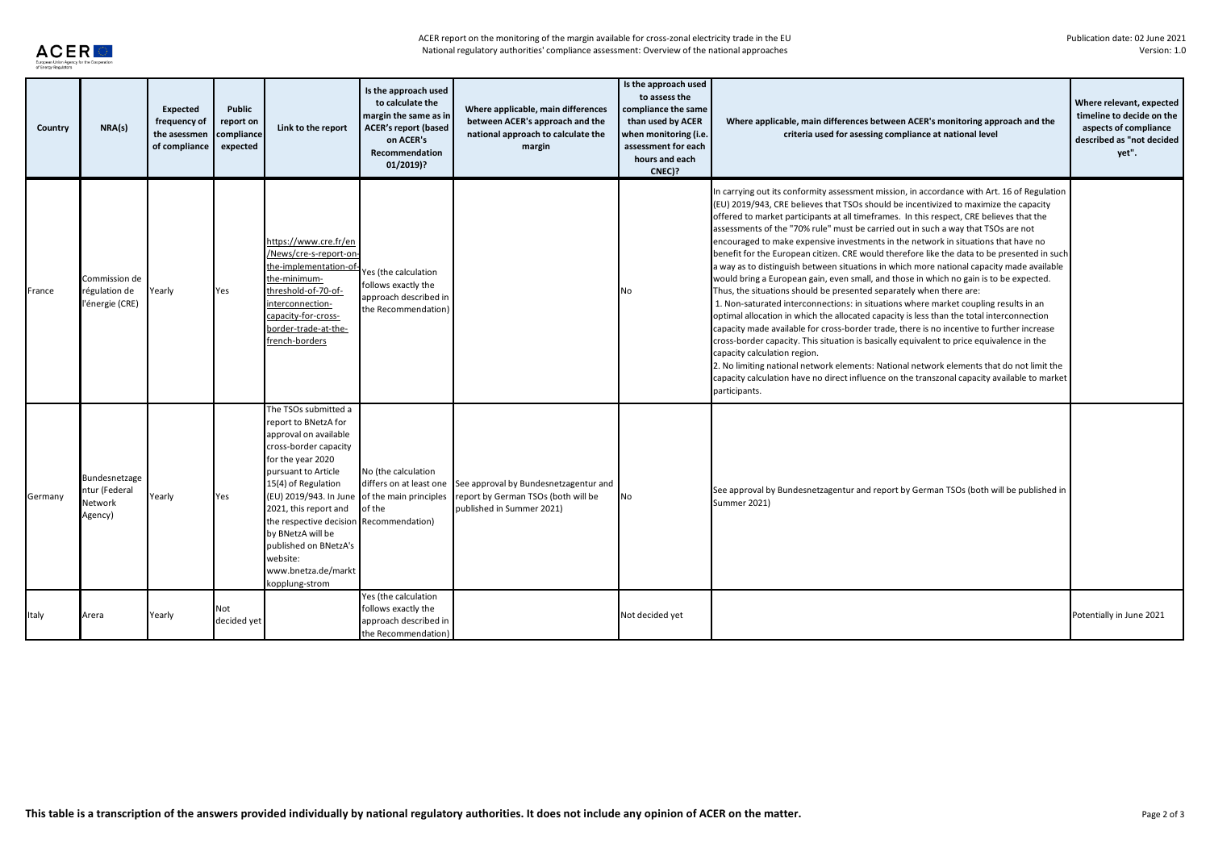| Country | NRA(s) | Expected frequency of the asessmen of compliance | Public report on compliance expected | Link to the report | Is the approach used to calculate the margin the same as in ACER's report (based on ACER's Recommendation 01/2019)? | Where applicable, main differences between ACER's approach and the national approach to calculate the margin | Is the approach used to assess the compliance the same than used by ACER when monitoring (i.e. assessment for each hours and each CNEC)? | Where applicable, main differences between ACER's monitoring approach and the criteria used for asessing compliance at national level | Where relevant, expected timeline to decide on the aspects of compliance described as "not decided yet". |
|---|---|---|---|---|---|---|---|---|---|
| France | Commission de régulation de l'énergie (CRE) | Yearly | Yes | https://www.cre.fr/en/News/cre-s-report-on-the-implementation-of-the-minimum-threshold-of-70-of-interconnection-capacity-for-cross-border-trade-at-the-french-borders | Yes (the calculation follows exactly the approach described in the Recommendation) | | No | In carrying out its conformity assessment mission, in accordance with Art. 16 of Regulation (EU) 2019/943, CRE believes that TSOs should be incentivized to maximize the capacity offered to market participants at all timeframes. In this respect, CRE believes that the assessments of the "70% rule" must be carried out in such a way that TSOs are not encouraged to make expensive investments in the network in situations that have no benefit for the European citizen. CRE would therefore like the data to be presented in such a way as to distinguish between situations in which more national capacity made available would bring a European gain, even small, and those in which no gain is to be expected. Thus, the situations should be presented separately when there are:<br>1. Non-saturated interconnections: in situations where market coupling results in an optimal allocation in which the allocated capacity is less than the total interconnection capacity made available for cross-border trade, there is no incentive to further increase cross-border capacity. This situation is basically equivalent to price equivalence in the capacity calculation region.<br>2. No limiting national network elements: National network elements that do not limit the capacity calculation have no direct influence on the transzonal capacity available to market participants. | |
| Germany | Bundesnetzagentur (Federal Network Agency) | Yearly | Yes | The TSOs submitted a report to BNetzA for approval on available cross-border capacity for the year 2020 pursuant to Article 15(4) of Regulation (EU) 2019/943. In June 2021, this report and the respective decision by BNetzA will be published on BNetzA's website: www.bnetza.de/marktkopplung-strom | No (the calculation differs on at least one of the main principles of the Recommendation) | See approval by Bundesnetzagentur and report by German TSOs (both will be published in Summer 2021) | No | See approval by Bundesnetzagentur and report by German TSOs (both will be published in Summer 2021) | |
| Italy | Arera | Yearly | Not decided yet | | Yes (the calculation follows exactly the approach described in the Recommendation) | | Not decided yet | | Potentially in June 2021 |

**This table is a transcription of the answers provided individually by national regulatory authorities. It does not include any opinion of ACER on the matter.**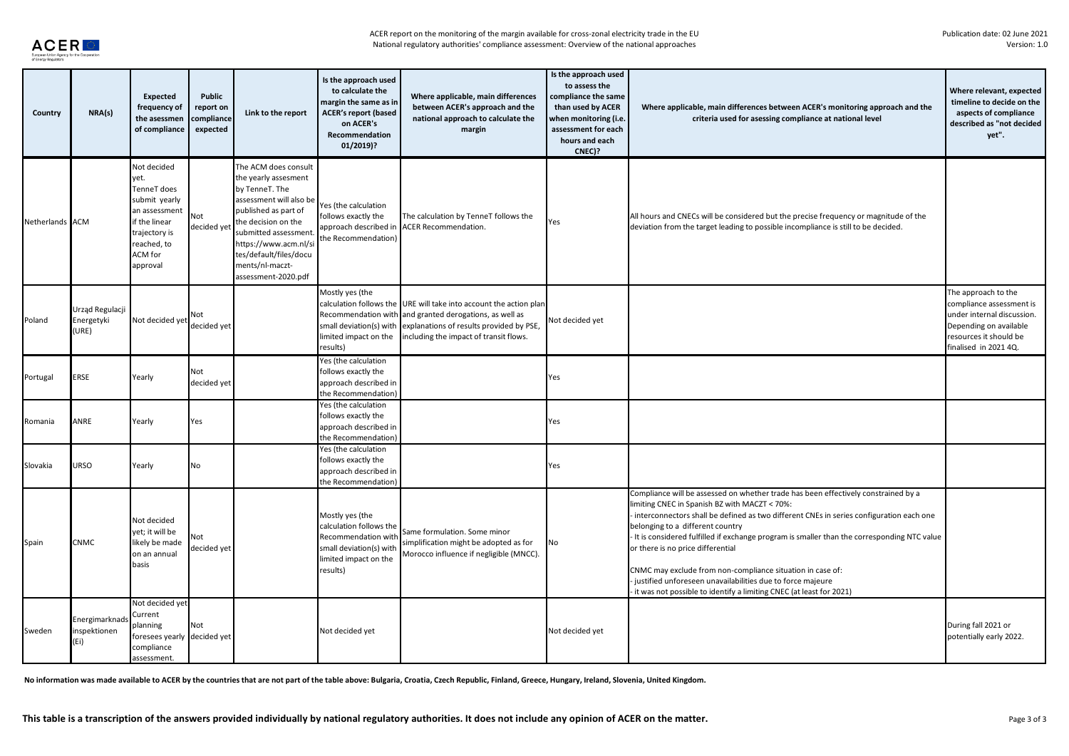| Country | NRA(s) | Expected frequency of the asessmen of compliance | Public report on compliance expected | Link to the report | Is the approach used to calculate the margin the same as in ACER's report (based on ACER's Recommendation 01/2019)? | Where applicable, main differences between ACER's approach and the national approach to calculate the margin | Is the approach used to assess the compliance the same than used by ACER when monitoring (i.e. assessment for each hours and each CNEC)? | Where applicable, main differences between ACER's monitoring approach and the criteria used for asessing compliance at national level | Where relevant, expected timeline to decide on the aspects of compliance described as "not decided yet". |
|---|---|---|---|---|---|---|---|---|---|
| Netherlands | ACM | Not decided yet. TenneT does submit yearly an assessment if the linear trajectory is reached, to ACM for approval | Not decided yet | The ACM does consult the yearly assesment by TenneT. The assessment will also be published as part of the decision on the submitted assessment. https://www.acm.nl/sites/default/files/documents/nl-maczt-assessment-2020.pdf | Yes (the calculation follows exactly the approach described in the Recommendation) | The calculation by TenneT follows the ACER Recommendation. | Yes | All hours and CNECs will be considered but the precise frequency or magnitude of the deviation from the target leading to possible incompliance is still to be decided. | |
| Poland | Urząd Regulacji Energetyki (URE) | Not decided yet | Not decided yet | | Mostly yes (the calculation follows the Recommendation with small deviation(s) with limited impact on the results) | URE will take into account the action plan and granted derogations, as well as explanations of results provided by PSE, including the impact of transit flows. | Not decided yet | | The approach to the compliance assessment is under internal discussion. Depending on available resources it should be finalised in 2021 4Q. |
| Portugal | ERSE | Yearly | Not decided yet | | Yes (the calculation follows exactly the approach described in the Recommendation) | | Yes | | |
| Romania | ANRE | Yearly | Yes | | Yes (the calculation follows exactly the approach described in the Recommendation) | | Yes | | |
| Slovakia | URSO | Yearly | No | | Yes (the calculation follows exactly the approach described in the Recommendation) | | Yes | | |
| Spain | CNMC | Not decided yet; it will be likely be made on an annual basis | Not decided yet | | Mostly yes (the calculation follows the Recommendation with small deviation(s) with limited impact on the results) | Same formulation. Some minor simplification might be adopted as for Morocco influence if negligible (MNCC). | No | Compliance will be assessed on whether trade has been effectively constrained by a limiting CNEC in Spanish BZ with MACZT < 70%:<br>- interconnectors shall be defined as two different CNEs in series configuration each one belonging to a different country<br>- It is considered fulfilled if exchange program is smaller than the corresponding NTC value or there is no price differential<br><br>CNMC may exclude from non-compliance situation in case of:<br>- justified unforeseen unavailabilities due to force majeure<br>- it was not possible to identify a limiting CNEC (at least for 2021) | |
| Sweden | Energimarknadsinspektionen (Ei) | Not decided yet Current planning foresees yearly compliance assessment. | Not decided yet | | Not decided yet | | Not decided yet | | During fall 2021 or potentially early 2022. |

**No information was made available to ACER by the countries that are not part of the table above: Bulgaria, Croatia, Czech Republic, Finland, Greece, Hungary, Ireland, Slovenia, United Kingdom.**

**This table is a transcription of the answers provided individually by national regulatory authorities. It does not include any opinion of ACER on the matter.**